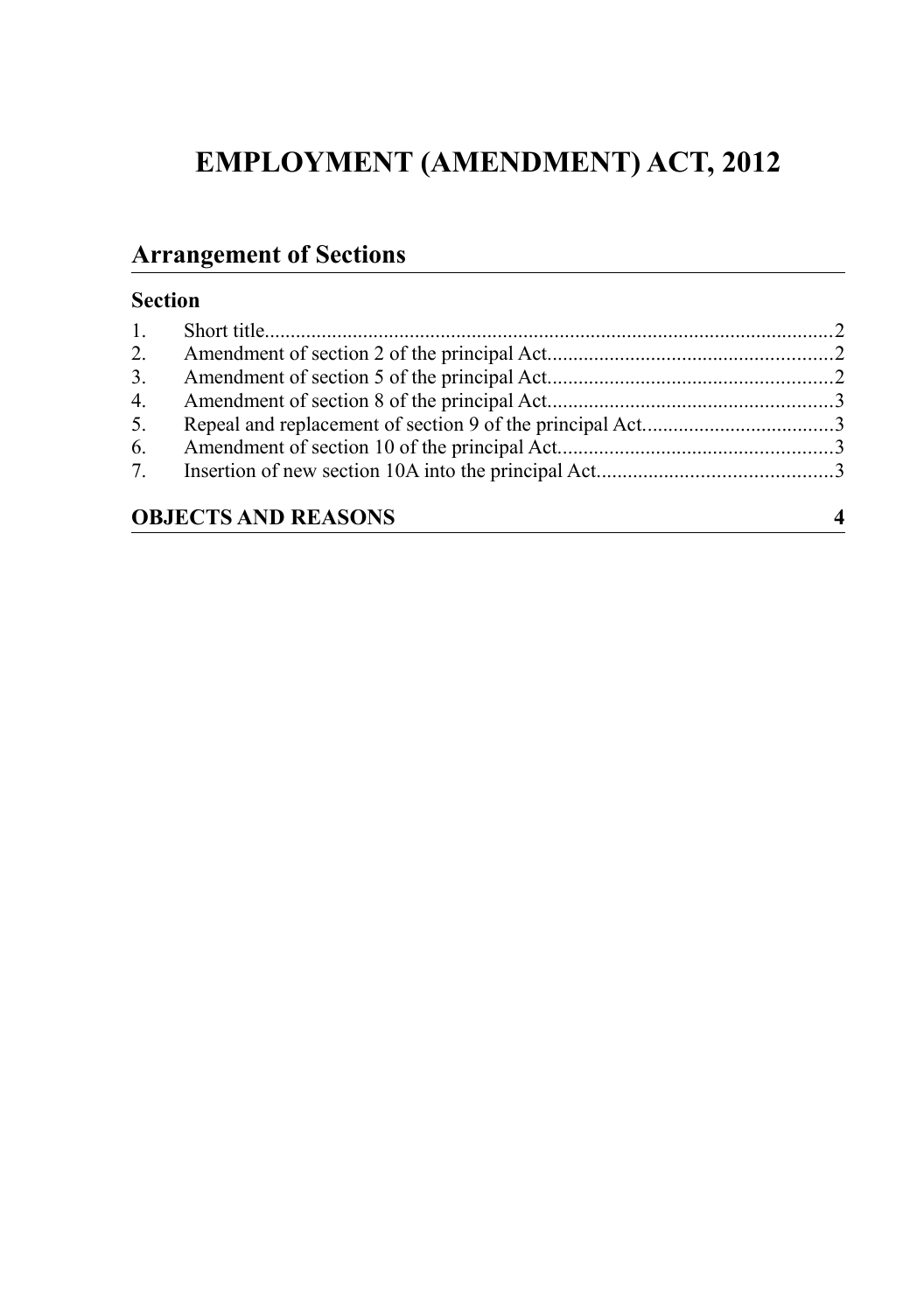# EMPLOYMENT (AMENDMENT) ACT, 2012

## Arrangement of Sections

### Section

1. Short title.............................................................................................................2
2. Amendment of section 2 of the principal Act.......................................................2
3. Amendment of section 5 of the principal Act.......................................................2
4. Amendment of section 8 of the principal Act.......................................................3
5. Repeal and replacement of section 9 of the principal Act.....................................3
6. Amendment of section 10 of the principal Act.....................................................3
7. Insertion of new section 10A into the principal Act.............................................3

**OBJECTS AND REASONS** **4**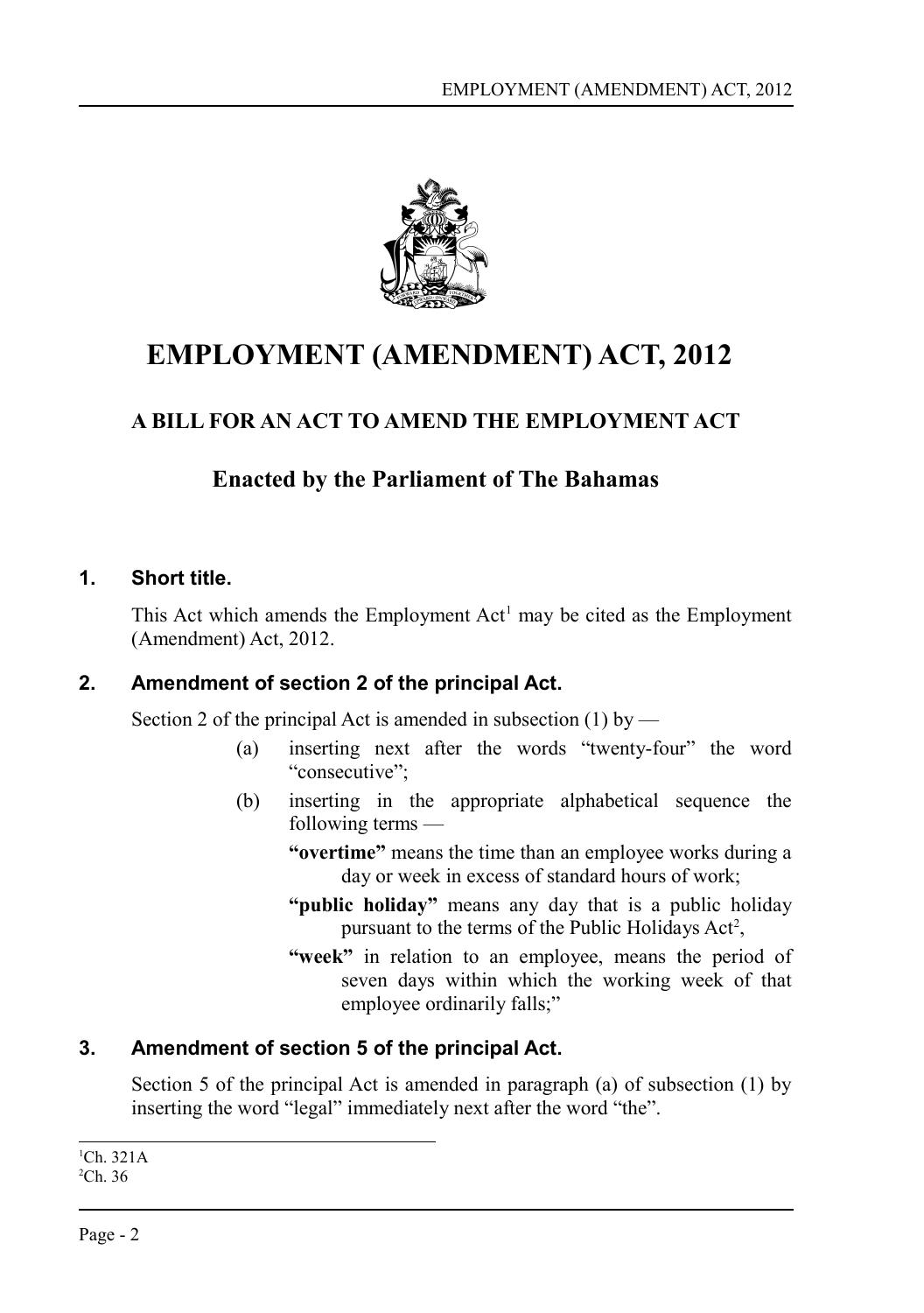# EMPLOYMENT (AMENDMENT) ACT, 2012

## A BILL FOR AN ACT TO AMEND THE EMPLOYMENT ACT

## Enacted by the Parliament of The Bahamas

### 1. Short title.

This Act which amends the Employment Act[1] may be cited as the Employment (Amendment) Act, 2012.

### 2. Amendment of section 2 of the principal Act.

Section 2 of the principal Act is amended in subsection (1) by —

(a) inserting next after the words "twenty-four" the word "consecutive";

(b) inserting in the appropriate alphabetical sequence the following terms —

**"overtime"** means the time than an employee works during a day or week in excess of standard hours of work;

**"public holiday"** means any day that is a public holiday pursuant to the terms of the Public Holidays Act[2],

**"week"** in relation to an employee, means the period of seven days within which the working week of that employee ordinarily falls;"

### 3. Amendment of section 5 of the principal Act.

Section 5 of the principal Act is amended in paragraph (a) of subsection (1) by inserting the word "legal" immediately next after the word "the".

---

[1] Ch. 321A

[2] Ch. 36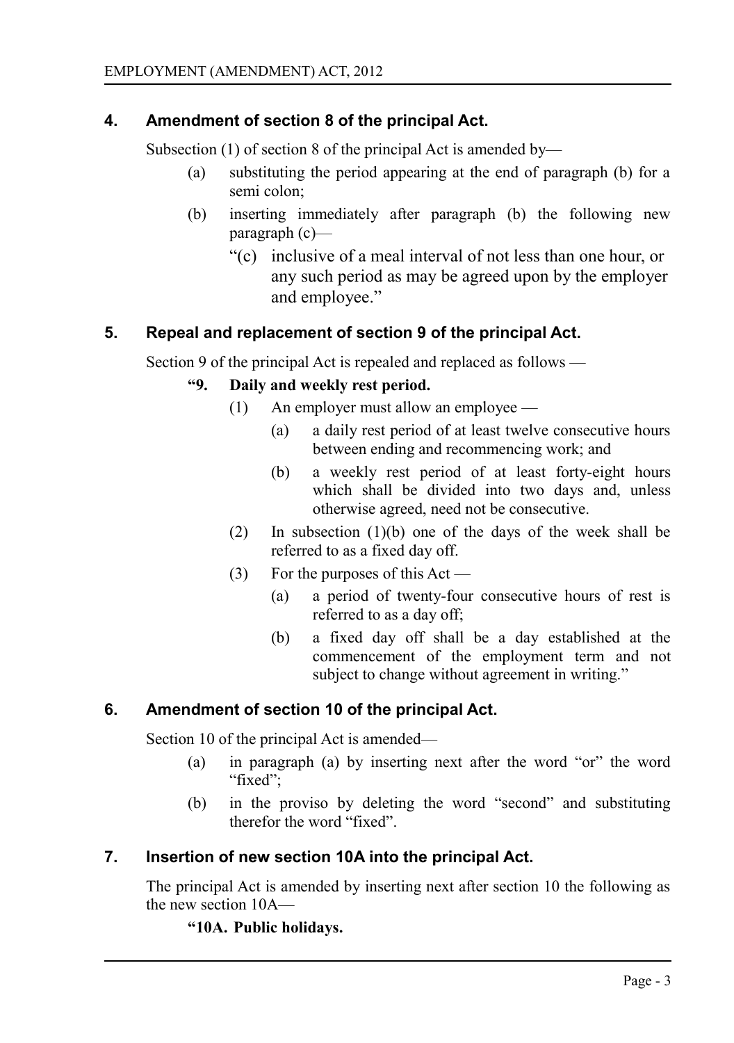## 4. Amendment of section 8 of the principal Act.

Subsection (1) of section 8 of the principal Act is amended by—

- (a) substituting the period appearing at the end of paragraph (b) for a semi colon;
- (b) inserting immediately after paragraph (b) the following new paragraph (c)—
  - "(c) inclusive of a meal interval of not less than one hour, or any such period as may be agreed upon by the employer and employee."

## 5. Repeal and replacement of section 9 of the principal Act.

Section 9 of the principal Act is repealed and replaced as follows —

**"9. Daily and weekly rest period.**

- (1) An employer must allow an employee —
  - (a) a daily rest period of at least twelve consecutive hours between ending and recommencing work; and
  - (b) a weekly rest period of at least forty-eight hours which shall be divided into two days and, unless otherwise agreed, need not be consecutive.
- (2) In subsection (1)(b) one of the days of the week shall be referred to as a fixed day off.
- (3) For the purposes of this Act —
  - (a) a period of twenty-four consecutive hours of rest is referred to as a day off;
  - (b) a fixed day off shall be a day established at the commencement of the employment term and not subject to change without agreement in writing."

## 6. Amendment of section 10 of the principal Act.

Section 10 of the principal Act is amended—

- (a) in paragraph (a) by inserting next after the word "or" the word "fixed";
- (b) in the proviso by deleting the word "second" and substituting therefor the word "fixed".

## 7. Insertion of new section 10A into the principal Act.

The principal Act is amended by inserting next after section 10 the following as the new section 10A—

**"10A. Public holidays.**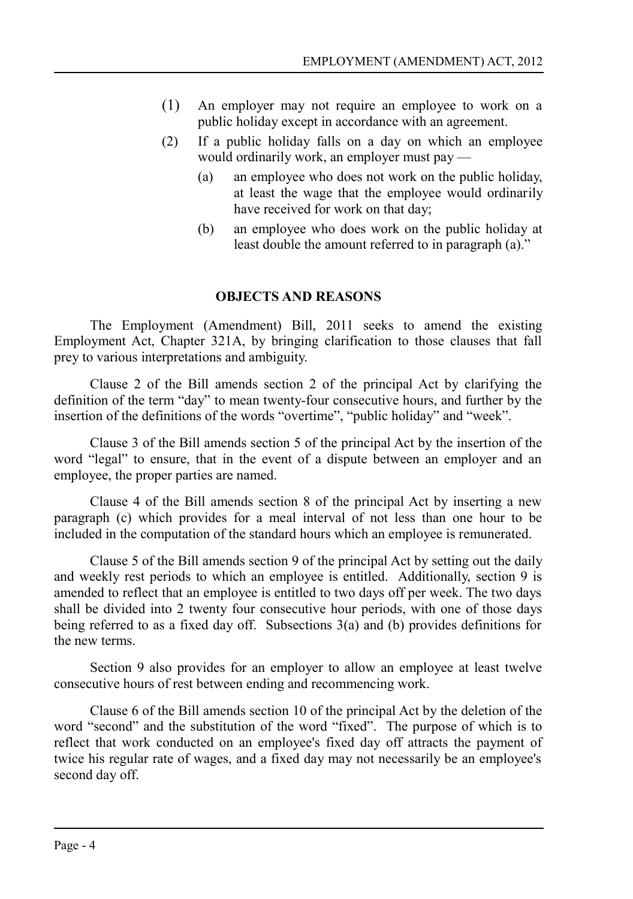(1) An employer may not require an employee to work on a public holiday except in accordance with an agreement.

(2) If a public holiday falls on a day on which an employee would ordinarily work, an employer must pay —

   (a) an employee who does not work on the public holiday, at least the wage that the employee would ordinarily have received for work on that day;

   (b) an employee who does work on the public holiday at least double the amount referred to in paragraph (a)."

## OBJECTS AND REASONS

The Employment (Amendment) Bill, 2011 seeks to amend the existing Employment Act, Chapter 321A, by bringing clarification to those clauses that fall prey to various interpretations and ambiguity.

Clause 2 of the Bill amends section 2 of the principal Act by clarifying the definition of the term "day" to mean twenty-four consecutive hours, and further by the insertion of the definitions of the words "overtime", "public holiday" and "week".

Clause 3 of the Bill amends section 5 of the principal Act by the insertion of the word "legal" to ensure, that in the event of a dispute between an employer and an employee, the proper parties are named.

Clause 4 of the Bill amends section 8 of the principal Act by inserting a new paragraph (c) which provides for a meal interval of not less than one hour to be included in the computation of the standard hours which an employee is remunerated.

Clause 5 of the Bill amends section 9 of the principal Act by setting out the daily and weekly rest periods to which an employee is entitled. Additionally, section 9 is amended to reflect that an employee is entitled to two days off per week. The two days shall be divided into 2 twenty four consecutive hour periods, with one of those days being referred to as a fixed day off. Subsections 3(a) and (b) provides definitions for the new terms.

Section 9 also provides for an employer to allow an employee at least twelve consecutive hours of rest between ending and recommencing work.

Clause 6 of the Bill amends section 10 of the principal Act by the deletion of the word "second" and the substitution of the word "fixed". The purpose of which is to reflect that work conducted on an employee's fixed day off attracts the payment of twice his regular rate of wages, and a fixed day may not necessarily be an employee's second day off.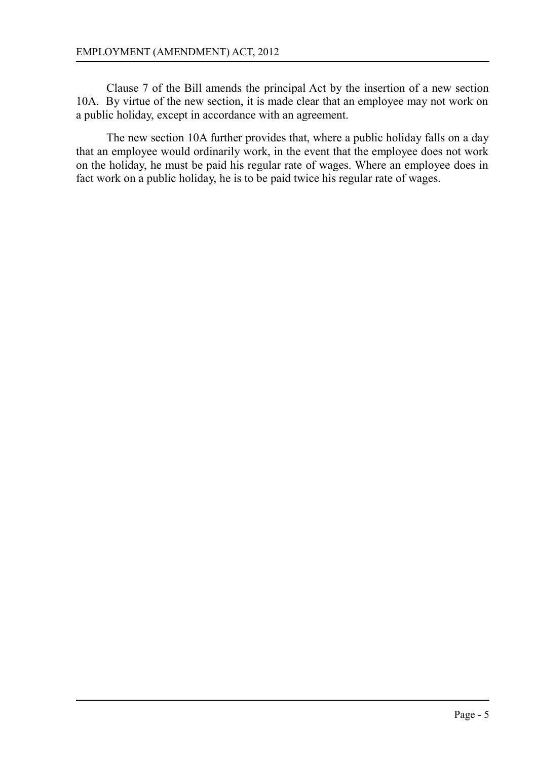Clause 7 of the Bill amends the principal Act by the insertion of a new section 10A. By virtue of the new section, it is made clear that an employee may not work on a public holiday, except in accordance with an agreement.

The new section 10A further provides that, where a public holiday falls on a day that an employee would ordinarily work, in the event that the employee does not work on the holiday, he must be paid his regular rate of wages. Where an employee does in fact work on a public holiday, he is to be paid twice his regular rate of wages.